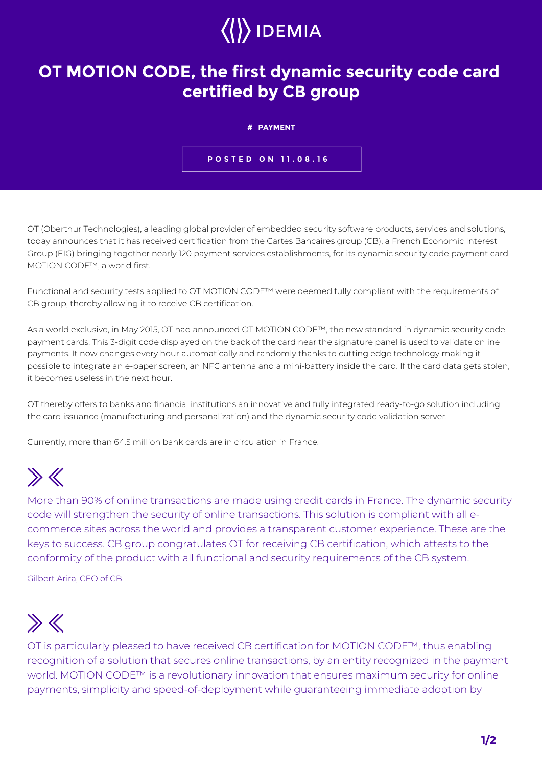IDEMIA

# OT MOTION CODE, the first dynamic security code card certified by CB group

**# PAYMENT**

**POSTED ON 11.08.16**

OT (Oberthur Technologies), a leading global provider of embedded security software products, services and solutions, today announces that it has received certification from the Cartes Bancaires group (CB), a French Economic Interest Group (EIG) bringing together nearly 120 payment services establishments, for its dynamic security code payment card MOTION CODE™, a world first.

Functional and security tests applied to OT MOTION CODE™ were deemed fully compliant with the requirements of CB group, thereby allowing it to receive CB certification.

As a world exclusive, in May 2015, OT had announced OT MOTION CODE™, the new standard in dynamic security code payment cards. This 3-digit code displayed on the back of the card near the signature panel is used to validate online payments. It now changes every hour automatically and randomly thanks to cutting edge technology making it possible to integrate an e-paper screen, an NFC antenna and a mini-battery inside the card. If the card data gets stolen, it becomes useless in the next hour.

OT thereby offers to banks and financial institutions an innovative and fully integrated ready-to-go solution including the card issuance (manufacturing and personalization) and the dynamic security code validation server.

Currently, more than 64.5 million bank cards are in circulation in France.

> More than 90% of online transactions are made using credit cards in France. The dynamic security code will strengthen the security of online transactions. This solution is compliant with all e-commerce sites across the world and provides a transparent customer experience. These are the keys to success. CB group congratulates OT for receiving CB certification, which attests to the conformity of the product with all functional and security requirements of the CB system.
>
> Gilbert Arira, CEO of CB

> OT is particularly pleased to have received CB certification for MOTION CODE™, thus enabling recognition of a solution that secures online transactions, by an entity recognized in the payment world. MOTION CODE™ is a revolutionary innovation that ensures maximum security for online payments, simplicity and speed-of-deployment while guaranteeing immediate adoption by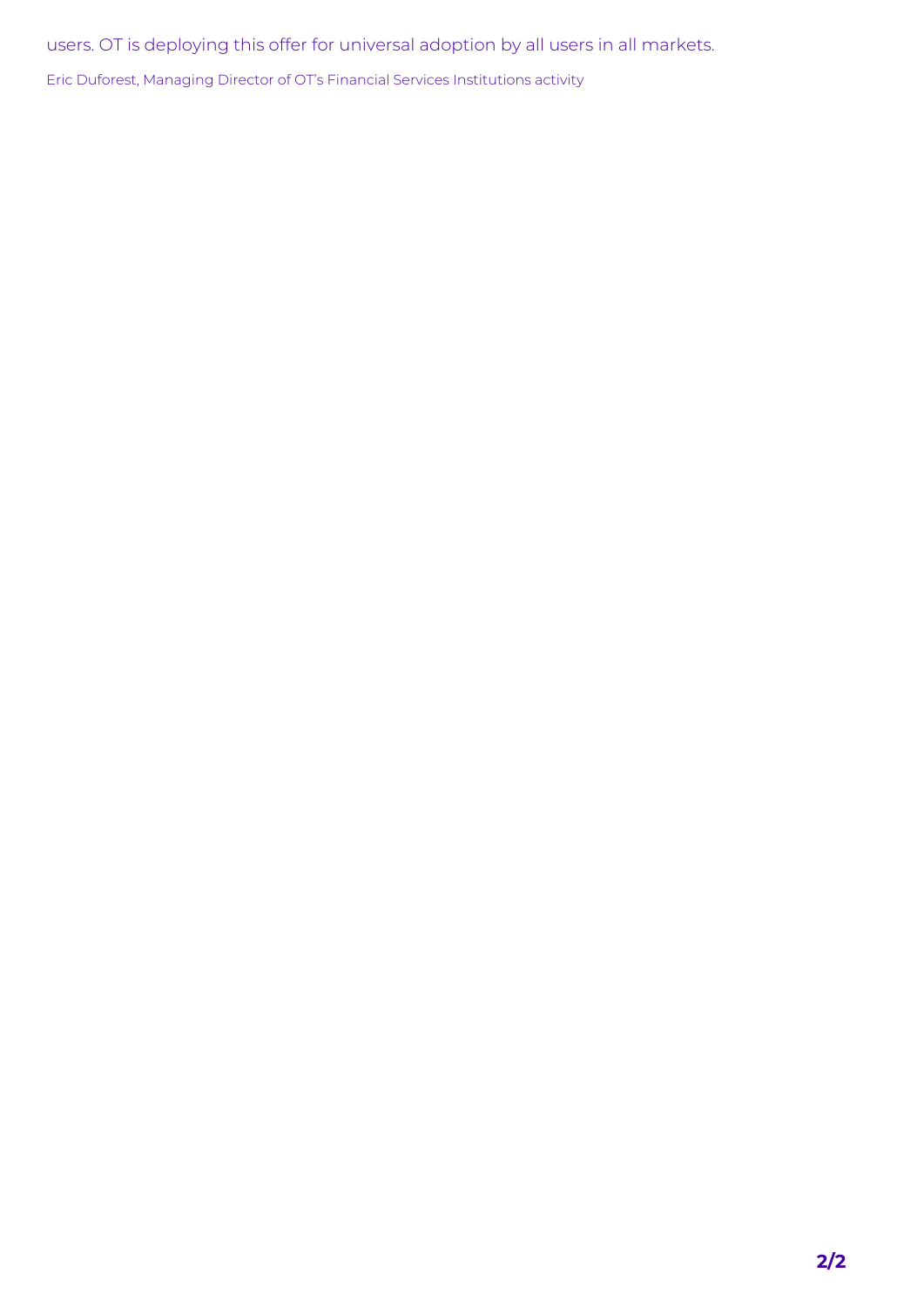users. OT is deploying this offer for universal adoption by all users in all markets.

Eric Duforest, Managing Director of OT's Financial Services Institutions activity